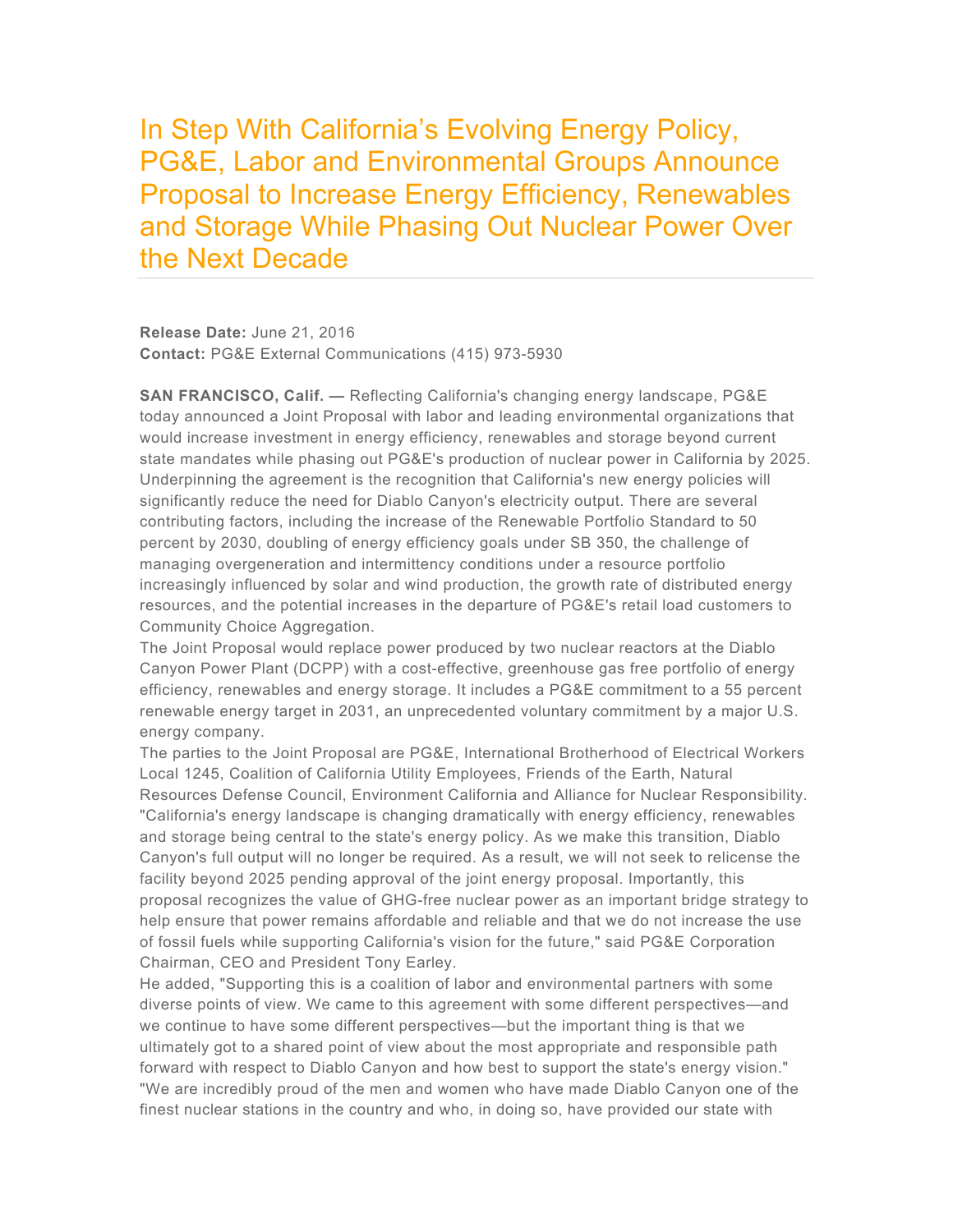# In Step With California's Evolving Energy Policy, PG&E, Labor and Environmental Groups Announce Proposal to Increase Energy Efficiency, Renewables and Storage While Phasing Out Nuclear Power Over the Next Decade

**Release Date:** June 21, 2016
**Contact:** PG&E External Communications (415) 973-5930

**SAN FRANCISCO, Calif. —** Reflecting California's changing energy landscape, PG&E today announced a Joint Proposal with labor and leading environmental organizations that would increase investment in energy efficiency, renewables and storage beyond current state mandates while phasing out PG&E's production of nuclear power in California by 2025. Underpinning the agreement is the recognition that California's new energy policies will significantly reduce the need for Diablo Canyon's electricity output. There are several contributing factors, including the increase of the Renewable Portfolio Standard to 50 percent by 2030, doubling of energy efficiency goals under SB 350, the challenge of managing overgeneration and intermittency conditions under a resource portfolio increasingly influenced by solar and wind production, the growth rate of distributed energy resources, and the potential increases in the departure of PG&E's retail load customers to Community Choice Aggregation.

The Joint Proposal would replace power produced by two nuclear reactors at the Diablo Canyon Power Plant (DCPP) with a cost-effective, greenhouse gas free portfolio of energy efficiency, renewables and energy storage. It includes a PG&E commitment to a 55 percent renewable energy target in 2031, an unprecedented voluntary commitment by a major U.S. energy company.

The parties to the Joint Proposal are PG&E, International Brotherhood of Electrical Workers Local 1245, Coalition of California Utility Employees, Friends of the Earth, Natural Resources Defense Council, Environment California and Alliance for Nuclear Responsibility.

"California's energy landscape is changing dramatically with energy efficiency, renewables and storage being central to the state's energy policy. As we make this transition, Diablo Canyon's full output will no longer be required. As a result, we will not seek to relicense the facility beyond 2025 pending approval of the joint energy proposal. Importantly, this proposal recognizes the value of GHG-free nuclear power as an important bridge strategy to help ensure that power remains affordable and reliable and that we do not increase the use of fossil fuels while supporting California's vision for the future," said PG&E Corporation Chairman, CEO and President Tony Earley.

He added, "Supporting this is a coalition of labor and environmental partners with some diverse points of view. We came to this agreement with some different perspectives—and we continue to have some different perspectives—but the important thing is that we ultimately got to a shared point of view about the most appropriate and responsible path forward with respect to Diablo Canyon and how best to support the state's energy vision."

"We are incredibly proud of the men and women who have made Diablo Canyon one of the finest nuclear stations in the country and who, in doing so, have provided our state with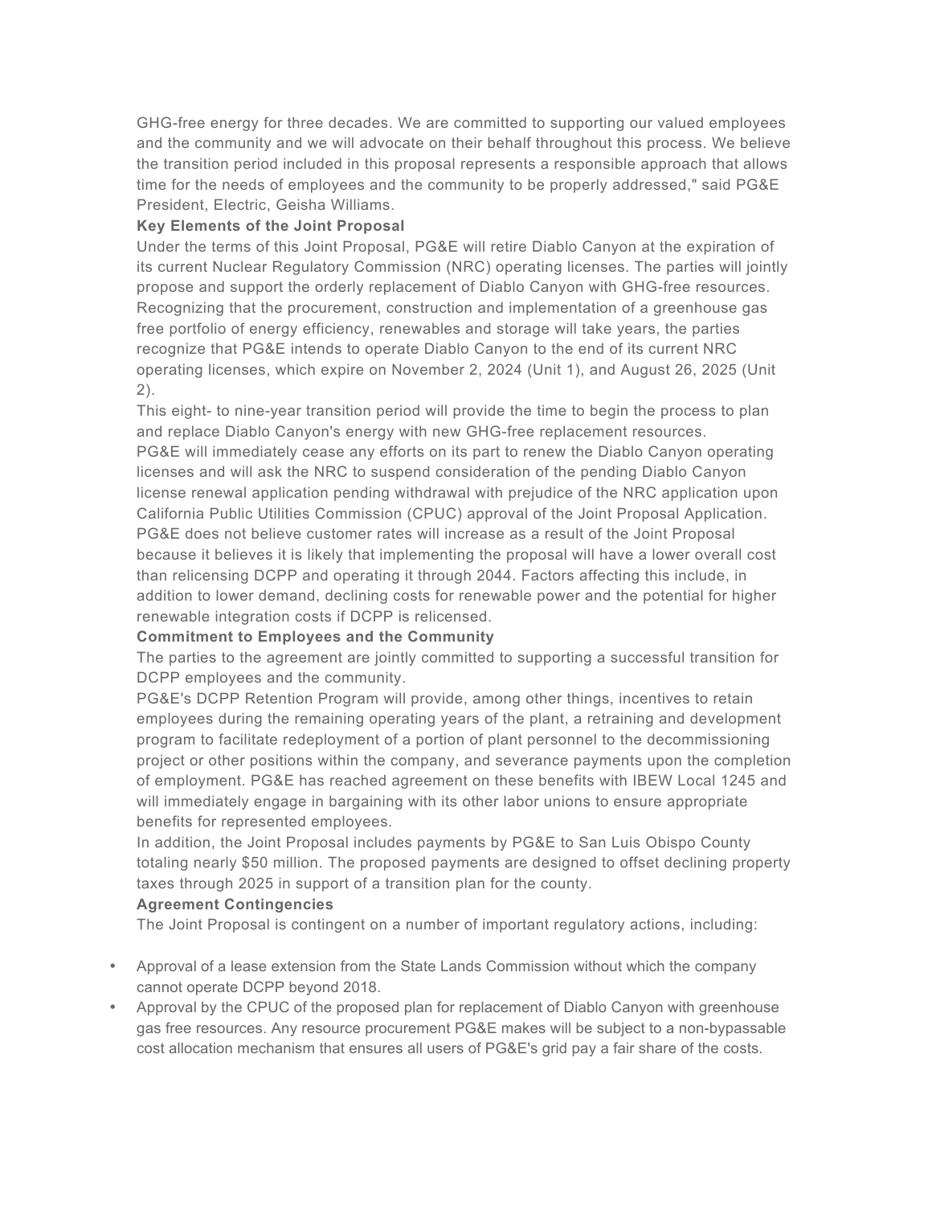GHG-free energy for three decades. We are committed to supporting our valued employees and the community and we will advocate on their behalf throughout this process. We believe the transition period included in this proposal represents a responsible approach that allows time for the needs of employees and the community to be properly addressed," said PG&E President, Electric, Geisha Williams.

**Key Elements of the Joint Proposal**

Under the terms of this Joint Proposal, PG&E will retire Diablo Canyon at the expiration of its current Nuclear Regulatory Commission (NRC) operating licenses. The parties will jointly propose and support the orderly replacement of Diablo Canyon with GHG-free resources. Recognizing that the procurement, construction and implementation of a greenhouse gas free portfolio of energy efficiency, renewables and storage will take years, the parties recognize that PG&E intends to operate Diablo Canyon to the end of its current NRC operating licenses, which expire on November 2, 2024 (Unit 1), and August 26, 2025 (Unit 2).

This eight- to nine-year transition period will provide the time to begin the process to plan and replace Diablo Canyon's energy with new GHG-free replacement resources.

PG&E will immediately cease any efforts on its part to renew the Diablo Canyon operating licenses and will ask the NRC to suspend consideration of the pending Diablo Canyon license renewal application pending withdrawal with prejudice of the NRC application upon California Public Utilities Commission (CPUC) approval of the Joint Proposal Application.

PG&E does not believe customer rates will increase as a result of the Joint Proposal because it believes it is likely that implementing the proposal will have a lower overall cost than relicensing DCPP and operating it through 2044. Factors affecting this include, in addition to lower demand, declining costs for renewable power and the potential for higher renewable integration costs if DCPP is relicensed.

**Commitment to Employees and the Community**

The parties to the agreement are jointly committed to supporting a successful transition for DCPP employees and the community.

PG&E's DCPP Retention Program will provide, among other things, incentives to retain employees during the remaining operating years of the plant, a retraining and development program to facilitate redeployment of a portion of plant personnel to the decommissioning project or other positions within the company, and severance payments upon the completion of employment. PG&E has reached agreement on these benefits with IBEW Local 1245 and will immediately engage in bargaining with its other labor unions to ensure appropriate benefits for represented employees.

In addition, the Joint Proposal includes payments by PG&E to San Luis Obispo County totaling nearly $50 million. The proposed payments are designed to offset declining property taxes through 2025 in support of a transition plan for the county.

**Agreement Contingencies**

The Joint Proposal is contingent on a number of important regulatory actions, including:

- Approval of a lease extension from the State Lands Commission without which the company cannot operate DCPP beyond 2018.
- Approval by the CPUC of the proposed plan for replacement of Diablo Canyon with greenhouse gas free resources. Any resource procurement PG&E makes will be subject to a non-bypassable cost allocation mechanism that ensures all users of PG&E's grid pay a fair share of the costs.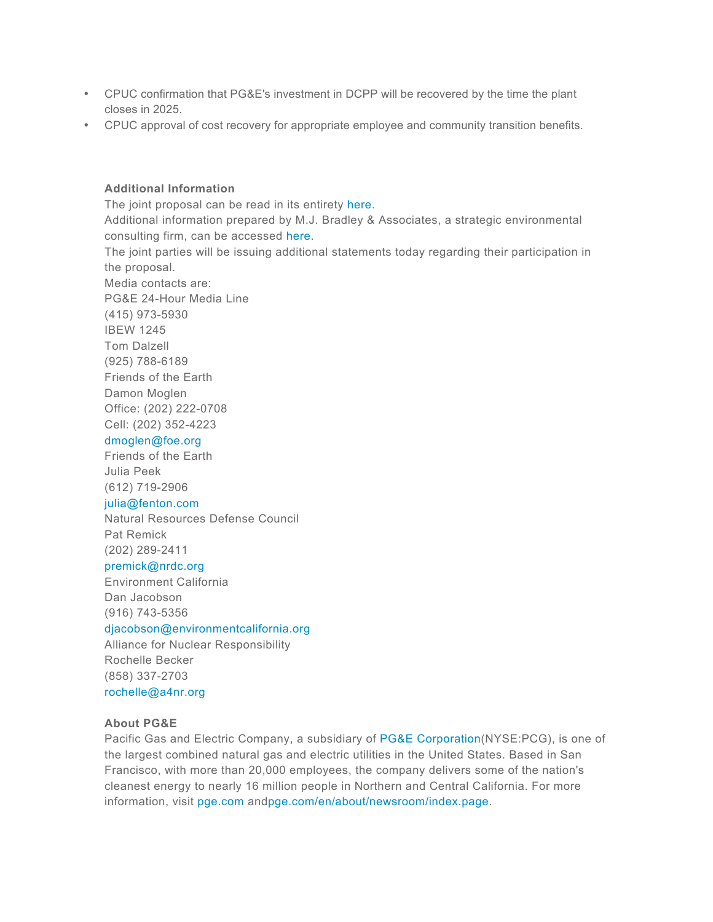- CPUC confirmation that PG&E's investment in DCPP will be recovered by the time the plant closes in 2025.
- CPUC approval of cost recovery for appropriate employee and community transition benefits.

**Additional Information**

The joint proposal can be read in its entirety here.

Additional information prepared by M.J. Bradley & Associates, a strategic environmental consulting firm, can be accessed here.

The joint parties will be issuing additional statements today regarding their participation in the proposal.

Media contacts are:

PG&E 24-Hour Media Line
(415) 973-5930

IBEW 1245
Tom Dalzell
(925) 788-6189

Friends of the Earth
Damon Moglen
Office: (202) 222-0708
Cell: (202) 352-4223
dmoglen@foe.org

Friends of the Earth
Julia Peek
(612) 719-2906
julia@fenton.com

Natural Resources Defense Council
Pat Remick
(202) 289-2411
premick@nrdc.org

Environment California
Dan Jacobson
(916) 743-5356
djacobson@environmentcalifornia.org

Alliance for Nuclear Responsibility
Rochelle Becker
(858) 337-2703
rochelle@a4nr.org

**About PG&E**

Pacific Gas and Electric Company, a subsidiary of PG&E Corporation(NYSE:PCG), is one of the largest combined natural gas and electric utilities in the United States. Based in San Francisco, with more than 20,000 employees, the company delivers some of the nation's cleanest energy to nearly 16 million people in Northern and Central California. For more information, visit pge.com andpge.com/en/about/newsroom/index.page.